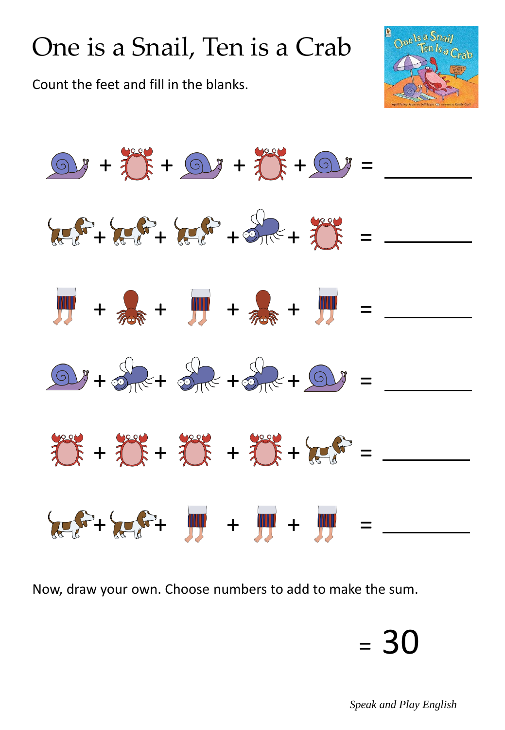# One is a Snail, Ten is a Crab

Count the feet and fill in the blanks.

+ + + + = ________

+ + + + = ________

+ + + + = ________

+ + + + = ________

+ + + + = ________

+ + + + = ________

Now, draw your own. Choose numbers to add to make the sum.

= 30

*Speak and Play English*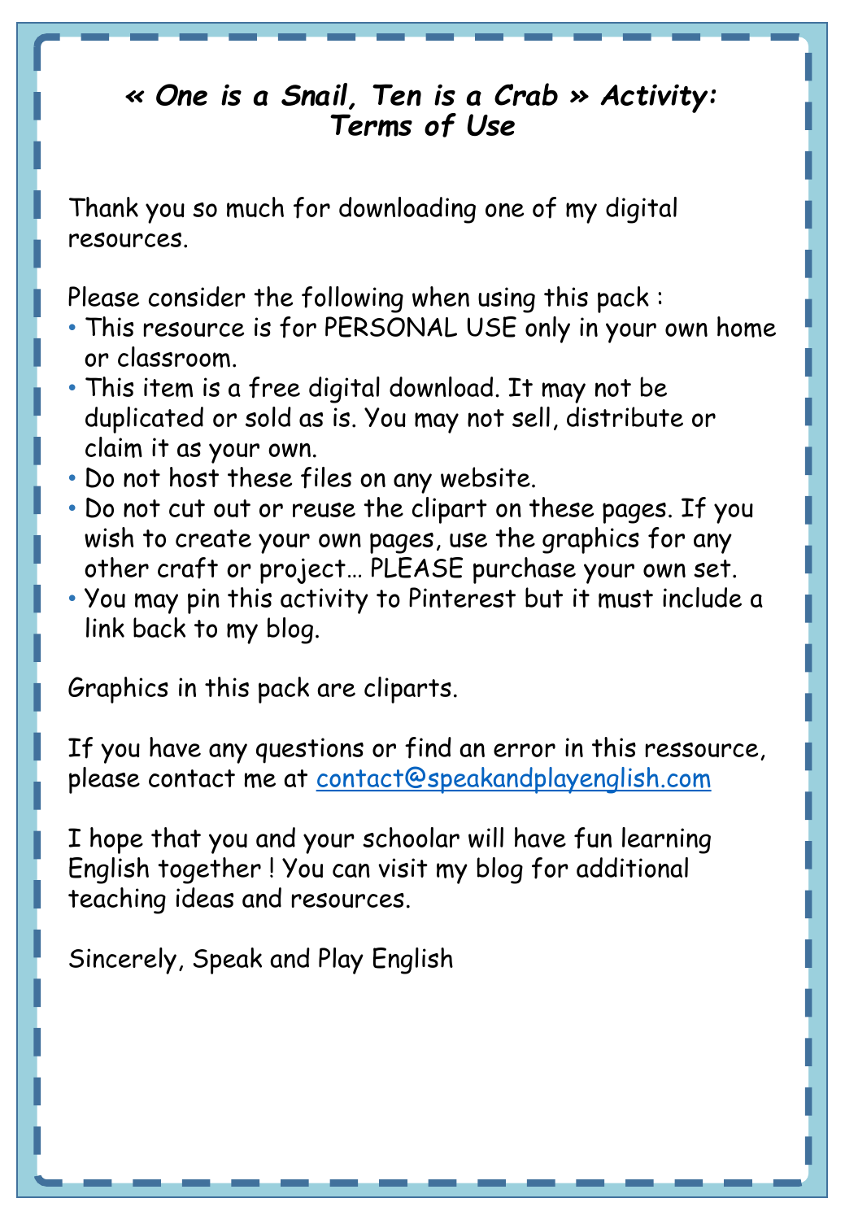# *« One is a Snail, Ten is a Crab » Activity: Terms of Use*

Thank you so much for downloading one of my digital resources.

Please consider the following when using this pack :

- This resource is for PERSONAL USE only in your own home or classroom.
- This item is a free digital download. It may not be duplicated or sold as is. You may not sell, distribute or claim it as your own.
- Do not host these files on any website.
- Do not cut out or reuse the clipart on these pages. If you wish to create your own pages, use the graphics for any other craft or project… PLEASE purchase your own set.
- You may pin this activity to Pinterest but it must include a link back to my blog.

Graphics in this pack are cliparts.

If you have any questions or find an error in this ressource, please contact me at contact@speakandplayenglish.com

I hope that you and your schoolar will have fun learning English together ! You can visit my blog for additional teaching ideas and resources.

Sincerely, Speak and Play English